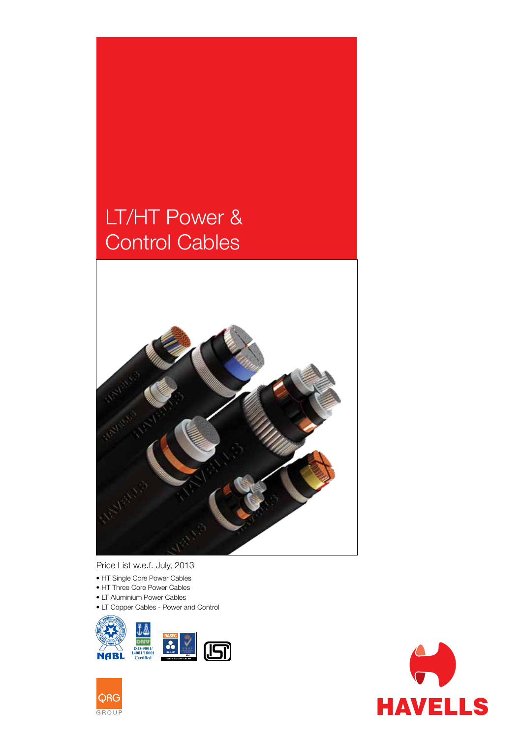# LT/HT Power & Control Cables

Price List w.e.f. July, 2013

- HT Single Core Power Cables
- HT Three Core Power Cables
- LT Aluminium Power Cables
- LT Copper Cables - Power and Control

NABL

DNV ISO-9001/ 14001/18001 Certified

BASEC

ISI

QRG GROUP

HAVELLS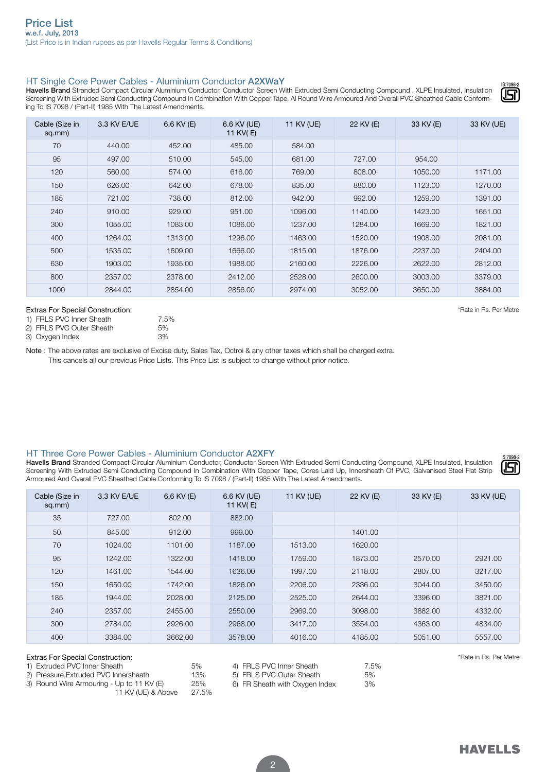# Price List

**w.e.f. July, 2013**

(List Price is in Indian rupees as per Havells Regular Terms & Conditions)

## HT Single Core Power Cables - Aluminium Conductor A2XWaY

**Havells Brand** Stranded Compact Circular Aluminium Conductor, Conductor Screen With Extruded Semi Conducting Compound , XLPE Insulated, Insulation Screening With Extruded Semi Conducting Compound In Combination With Copper Tape, Al Round Wire Armoured And Overall PVC Sheathed Cable Conforming To IS 7098 / (Part-II) 1985 With The Latest Amendments.

IS:7098-2

| Cable (Size in sq.mm) | 3.3 KV E/UE | 6.6 KV (E) | 6.6 KV (UE) 11 KV( E) | 11 KV (UE) | 22 KV (E) | 33 KV (E) | 33 KV (UE) |
|---|---|---|---|---|---|---|---|
| 70 | 440.00 | 452.00 | 485.00 | 584.00 | | | |
| 95 | 497.00 | 510.00 | 545.00 | 681.00 | 727.00 | 954.00 | |
| 120 | 560.00 | 574.00 | 616.00 | 769.00 | 808.00 | 1050.00 | 1171.00 |
| 150 | 626.00 | 642.00 | 678.00 | 835.00 | 880.00 | 1123.00 | 1270.00 |
| 185 | 721.00 | 738.00 | 812.00 | 942.00 | 992.00 | 1259.00 | 1391.00 |
| 240 | 910.00 | 929.00 | 951.00 | 1096.00 | 1140.00 | 1423.00 | 1651.00 |
| 300 | 1055.00 | 1083.00 | 1086.00 | 1237.00 | 1284.00 | 1669.00 | 1821.00 |
| 400 | 1264.00 | 1313.00 | 1296.00 | 1463.00 | 1520.00 | 1908.00 | 2081.00 |
| 500 | 1535.00 | 1609.00 | 1666.00 | 1815.00 | 1876.00 | 2237.00 | 2404.00 |
| 630 | 1903.00 | 1935.00 | 1988.00 | 2160.00 | 2226.00 | 2622.00 | 2812.00 |
| 800 | 2357.00 | 2378.00 | 2412.00 | 2528.00 | 2600.00 | 3003.00 | 3379.00 |
| 1000 | 2844.00 | 2854.00 | 2856.00 | 2974.00 | 3052.00 | 3650.00 | 3884.00 |

*Rate in Rs. Per Metre

Extras For Special Construction:

1) FRLS PVC Inner Sheath 7.5%
2) FRLS PVC Outer Sheath 5%
3) Oxygen Index 3%

**Note** : The above rates are exclusive of Excise duty, Sales Tax, Octroi & any other taxes which shall be charged extra. This cancels all our previous Price Lists. This Price List is subject to change without prior notice.

## HT Three Core Power Cables - Aluminium Conductor A2XFY

**Havells Brand** Stranded Compact Circular Aluminium Conductor, Conductor Screen With Extruded Semi Conducting Compound, XLPE Insulated, Insulation Screening With Extruded Semi Conducting Compound In Combination With Copper Tape, Cores Laid Up, Innersheath Of PVC, Galvanised Steel Flat Strip Armoured And Overall PVC Sheathed Cable Conforming To IS 7098 / (Part-II) 1985 With The Latest Amendments.

IS:7098-2

| Cable (Size in sq.mm) | 3.3 KV E/UE | 6.6 KV (E) | 6.6 KV (UE) 11 KV( E) | 11 KV (UE) | 22 KV (E) | 33 KV (E) | 33 KV (UE) |
|---|---|---|---|---|---|---|---|
| 35 | 727.00 | 802.00 | 882.00 | | | | |
| 50 | 845.00 | 912.00 | 999.00 | | 1401.00 | | |
| 70 | 1024.00 | 1101.00 | 1187.00 | 1513.00 | 1620.00 | | |
| 95 | 1242.00 | 1322.00 | 1418.00 | 1759.00 | 1873.00 | 2570.00 | 2921.00 |
| 120 | 1461.00 | 1544.00 | 1636.00 | 1997.00 | 2118.00 | 2807.00 | 3217.00 |
| 150 | 1650.00 | 1742.00 | 1826.00 | 2206.00 | 2336.00 | 3044.00 | 3450.00 |
| 185 | 1944.00 | 2028.00 | 2125.00 | 2525.00 | 2644.00 | 3396.00 | 3821.00 |
| 240 | 2357.00 | 2455.00 | 2550.00 | 2969.00 | 3098.00 | 3882.00 | 4332.00 |
| 300 | 2784.00 | 2926.00 | 2968.00 | 3417.00 | 3554.00 | 4363.00 | 4834.00 |
| 400 | 3384.00 | 3662.00 | 3578.00 | 4016.00 | 4185.00 | 5051.00 | 5557.00 |

*Rate in Rs. Per Metre

Extras For Special Construction:

1) Extruded PVC Inner Sheath 5%
2) Pressure Extruded PVC Innersheath 13%
3) Round Wire Armouring - Up to 11 KV (E) 25%
   11 KV (UE) & Above 27.5%
4) FRLS PVC Inner Sheath 7.5%
5) FRLS PVC Outer Sheath 5%
6) FR Sheath with Oxygen Index 3%

HAVELLS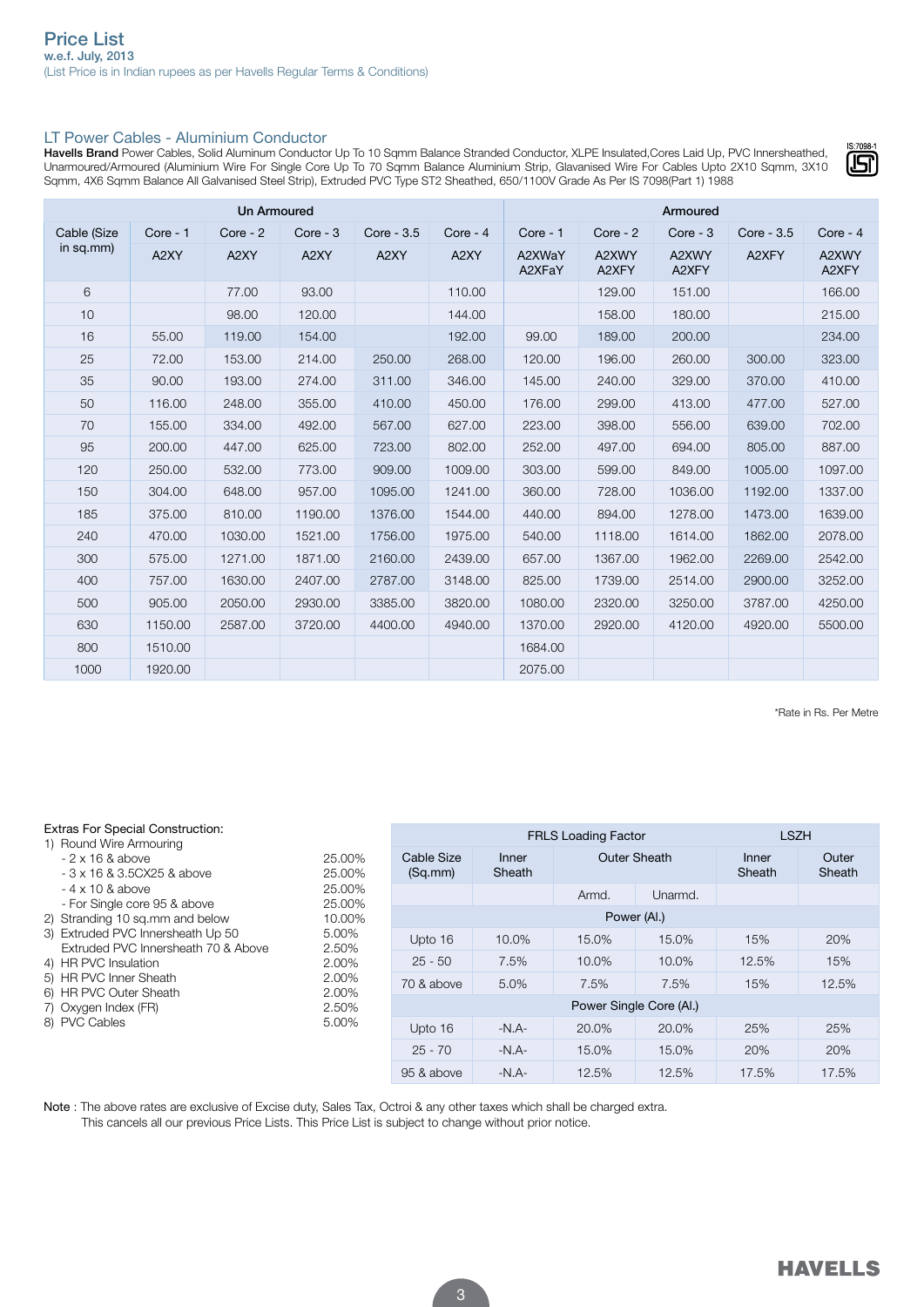# Price List

**w.e.f. July, 2013**

(List Price is in Indian rupees as per Havells Regular Terms & Conditions)

## LT Power Cables - Aluminium Conductor

**Havells Brand** Power Cables, Solid Aluminum Conductor Up To 10 Sqmm Balance Stranded Conductor, XLPE Insulated,Cores Laid Up, PVC Innersheathed, Unarmoured/Armoured (Aluminium Wire For Single Core Up To 70 Sqmm Balance Aluminium Strip, Glavanised Wire For Cables Upto 2X10 Sqmm, 3X10 Sqmm, 4X6 Sqmm Balance All Galvanised Steel Strip), Extruded PVC Type ST2 Sheathed, 650/1100V Grade As Per IS 7098(Part 1) 1988

IS:7098-1

| Cable (Size in sq.mm) | Un Armoured | | | | | Armoured | | | | |
|---|---|---|---|---|---|---|---|---|---|---|
| | Core - 1 | Core - 2 | Core - 3 | Core - 3.5 | Core - 4 | Core - 1 | Core - 2 | Core - 3 | Core - 3.5 | Core - 4 |
| | A2XY | A2XY | A2XY | A2XY | A2XY | A2XWaY A2XFaY | A2XWY A2XFY | A2XWY A2XFY | A2XFY | A2XWY A2XFY |
| 6 | | 77.00 | 93.00 | | 110.00 | | 129.00 | 151.00 | | 166.00 |
| 10 | | 98.00 | 120.00 | | 144.00 | | 158.00 | 180.00 | | 215.00 |
| 16 | 55.00 | 119.00 | 154.00 | | 192.00 | 99.00 | 189.00 | 200.00 | | 234.00 |
| 25 | 72.00 | 153.00 | 214.00 | 250.00 | 268.00 | 120.00 | 196.00 | 260.00 | 300.00 | 323.00 |
| 35 | 90.00 | 193.00 | 274.00 | 311.00 | 346.00 | 145.00 | 240.00 | 329.00 | 370.00 | 410.00 |
| 50 | 116.00 | 248.00 | 355.00 | 410.00 | 450.00 | 176.00 | 299.00 | 413.00 | 477.00 | 527.00 |
| 70 | 155.00 | 334.00 | 492.00 | 567.00 | 627.00 | 223.00 | 398.00 | 556.00 | 639.00 | 702.00 |
| 95 | 200.00 | 447.00 | 625.00 | 723.00 | 802.00 | 252.00 | 497.00 | 694.00 | 805.00 | 887.00 |
| 120 | 250.00 | 532.00 | 773.00 | 909.00 | 1009.00 | 303.00 | 599.00 | 849.00 | 1005.00 | 1097.00 |
| 150 | 304.00 | 648.00 | 957.00 | 1095.00 | 1241.00 | 360.00 | 728.00 | 1036.00 | 1192.00 | 1337.00 |
| 185 | 375.00 | 810.00 | 1190.00 | 1376.00 | 1544.00 | 440.00 | 894.00 | 1278.00 | 1473.00 | 1639.00 |
| 240 | 470.00 | 1030.00 | 1521.00 | 1756.00 | 1975.00 | 540.00 | 1118.00 | 1614.00 | 1862.00 | 2078.00 |
| 300 | 575.00 | 1271.00 | 1871.00 | 2160.00 | 2439.00 | 657.00 | 1367.00 | 1962.00 | 2269.00 | 2542.00 |
| 400 | 757.00 | 1630.00 | 2407.00 | 2787.00 | 3148.00 | 825.00 | 1739.00 | 2514.00 | 2900.00 | 3252.00 |
| 500 | 905.00 | 2050.00 | 2930.00 | 3385.00 | 3820.00 | 1080.00 | 2320.00 | 3250.00 | 3787.00 | 4250.00 |
| 630 | 1150.00 | 2587.00 | 3720.00 | 4400.00 | 4940.00 | 1370.00 | 2920.00 | 4120.00 | 4920.00 | 5500.00 |
| 800 | 1510.00 | | | | | 1684.00 | | | | |
| 1000 | 1920.00 | | | | | 2075.00 | | | | |

*Rate in Rs. Per Metre

**Extras For Special Construction:**

1) Round Wire Armouring
   - 2 x 16 & above — 25.00%
   - 3 x 16 & 3.5CX25 & above — 25.00%
   - 4 x 10 & above — 25.00%
   - For Single core 95 & above — 25.00%
2) Stranding 10 sq.mm and below — 10.00%
3) Extruded PVC Innersheath Up 50 — 5.00%
   Extruded PVC Innersheath 70 & Above — 2.50%
4) HR PVC Insulation — 2.00%
5) HR PVC Inner Sheath — 2.00%
6) HR PVC Outer Sheath — 2.00%
7) Oxygen Index (FR) — 2.50%
8) PVC Cables — 5.00%

| Cable Size (Sq.mm) | FRLS Loading Factor | | | LSZH | |
|---|---|---|---|---|---|
| | Inner Sheath | Outer Sheath | | Inner Sheath | Outer Sheath |
| | | Armd. | Unarmd. | | |
| Power (Al.) | | | | | |
| Upto 16 | 10.0% | 15.0% | 15.0% | 15% | 20% |
| 25 - 50 | 7.5% | 10.0% | 10.0% | 12.5% | 15% |
| 70 & above | 5.0% | 7.5% | 7.5% | 15% | 12.5% |
| Power Single Core (Al.) | | | | | |
| Upto 16 | -N.A- | 20.0% | 20.0% | 25% | 25% |
| 25 - 70 | -N.A- | 15.0% | 15.0% | 20% | 20% |
| 95 & above | -N.A- | 12.5% | 12.5% | 17.5% | 17.5% |

Note : The above rates are exclusive of Excise duty, Sales Tax, Octroi & any other taxes which shall be charged extra.
This cancels all our previous Price Lists. This Price List is subject to change without prior notice.

HAVELLS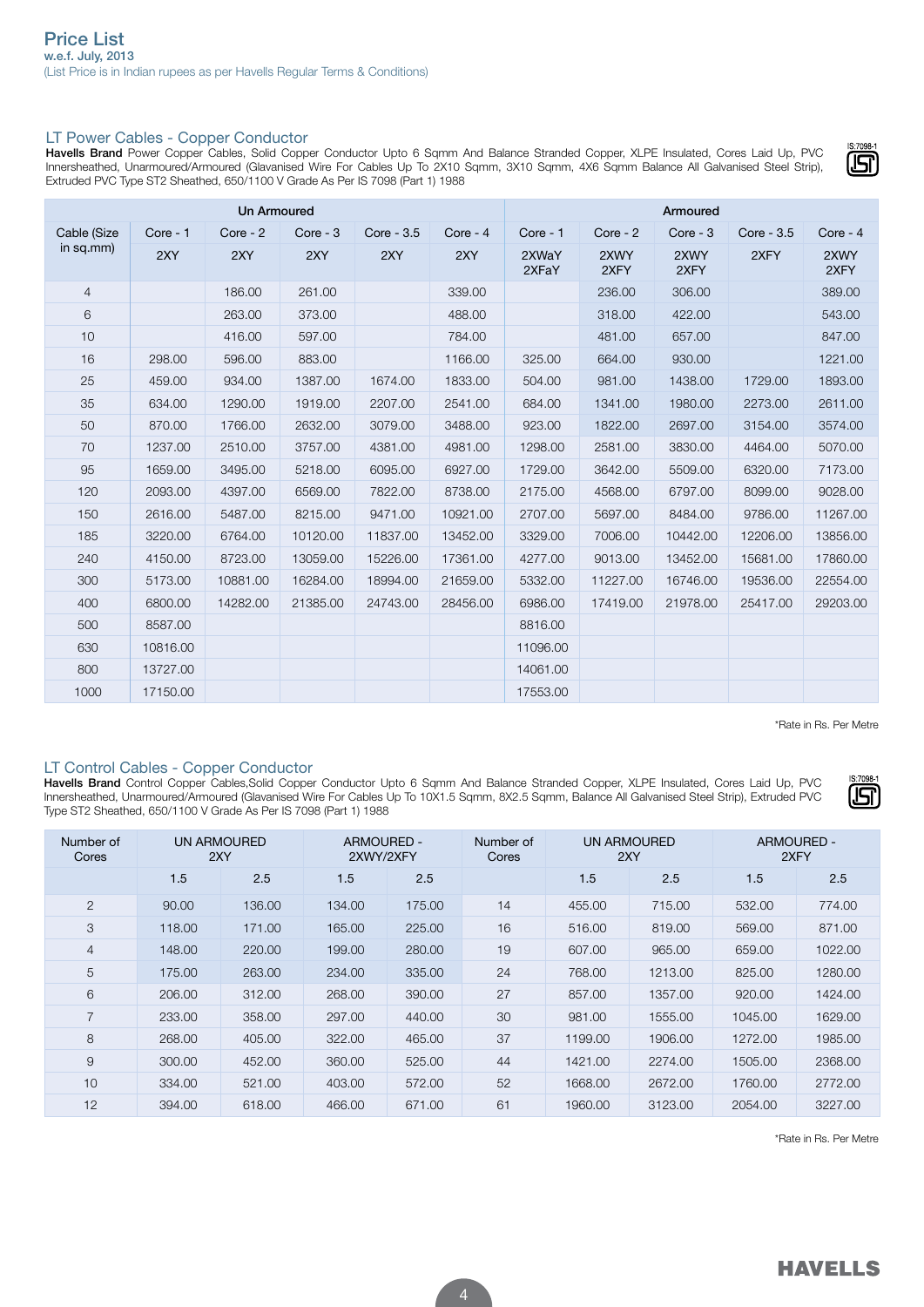# Price List

**w.e.f. July, 2013**

(List Price is in Indian rupees as per Havells Regular Terms & Conditions)

## LT Power Cables - Copper Conductor

**Havells Brand** Power Copper Cables, Solid Copper Conductor Upto 6 Sqmm And Balance Stranded Copper, XLPE Insulated, Cores Laid Up, PVC Innersheathed, Unarmoured/Armoured (Glavanised Wire For Cables Up To 2X10 Sqmm, 3X10 Sqmm, 4X6 Sqmm Balance All Galvanised Steel Strip), Extruded PVC Type ST2 Sheathed, 650/1100 V Grade As Per IS 7098 (Part 1) 1988

IS:7098-1

| Cable (Size in sq.mm) | Un Armoured | | | | | Armoured | | | | |
|---|---|---|---|---|---|---|---|---|---|---|
| | Core - 1 | Core - 2 | Core - 3 | Core - 3.5 | Core - 4 | Core - 1 | Core - 2 | Core - 3 | Core - 3.5 | Core - 4 |
| | 2XY | 2XY | 2XY | 2XY | 2XY | 2XWaY 2XFaY | 2XWY 2XFY | 2XWY 2XFY | 2XFY | 2XWY 2XFY |
| 4 | | 186.00 | 261.00 | | 339.00 | | 236.00 | 306.00 | | 389.00 |
| 6 | | 263.00 | 373.00 | | 488.00 | | 318.00 | 422.00 | | 543.00 |
| 10 | | 416.00 | 597.00 | | 784.00 | | 481.00 | 657.00 | | 847.00 |
| 16 | 298.00 | 596.00 | 883.00 | | 1166.00 | 325.00 | 664.00 | 930.00 | | 1221.00 |
| 25 | 459.00 | 934.00 | 1387.00 | 1674.00 | 1833.00 | 504.00 | 981.00 | 1438.00 | 1729.00 | 1893.00 |
| 35 | 634.00 | 1290.00 | 1919.00 | 2207.00 | 2541.00 | 684.00 | 1341.00 | 1980.00 | 2273.00 | 2611.00 |
| 50 | 870.00 | 1766.00 | 2632.00 | 3079.00 | 3488.00 | 923.00 | 1822.00 | 2697.00 | 3154.00 | 3574.00 |
| 70 | 1237.00 | 2510.00 | 3757.00 | 4381.00 | 4981.00 | 1298.00 | 2581.00 | 3830.00 | 4464.00 | 5070.00 |
| 95 | 1659.00 | 3495.00 | 5218.00 | 6095.00 | 6927.00 | 1729.00 | 3642.00 | 5509.00 | 6320.00 | 7173.00 |
| 120 | 2093.00 | 4397.00 | 6569.00 | 7822.00 | 8738.00 | 2175.00 | 4568.00 | 6797.00 | 8099.00 | 9028.00 |
| 150 | 2616.00 | 5487.00 | 8215.00 | 9471.00 | 10921.00 | 2707.00 | 5697.00 | 8484.00 | 9786.00 | 11267.00 |
| 185 | 3220.00 | 6764.00 | 10120.00 | 11837.00 | 13452.00 | 3329.00 | 7006.00 | 10442.00 | 12206.00 | 13856.00 |
| 240 | 4150.00 | 8723.00 | 13059.00 | 15226.00 | 17361.00 | 4277.00 | 9013.00 | 13452.00 | 15681.00 | 17860.00 |
| 300 | 5173.00 | 10881.00 | 16284.00 | 18994.00 | 21659.00 | 5332.00 | 11227.00 | 16746.00 | 19536.00 | 22554.00 |
| 400 | 6800.00 | 14282.00 | 21385.00 | 24743.00 | 28456.00 | 6986.00 | 17419.00 | 21978.00 | 25417.00 | 29203.00 |
| 500 | 8587.00 | | | | | 8816.00 | | | | |
| 630 | 10816.00 | | | | | 11096.00 | | | | |
| 800 | 13727.00 | | | | | 14061.00 | | | | |
| 1000 | 17150.00 | | | | | 17553.00 | | | | |

*Rate in Rs. Per Metre

## LT Control Cables - Copper Conductor

**Havells Brand** Control Copper Cables,Solid Copper Conductor Upto 6 Sqmm And Balance Stranded Copper, XLPE Insulated, Cores Laid Up, PVC Innersheathed, Unarmoured/Armoured (Glavanised Wire For Cables Up To 10X1.5 Sqmm, 8X2.5 Sqmm, Balance All Galvanised Steel Strip), Extruded PVC Type ST2 Sheathed, 650/1100 V Grade As Per IS 7098 (Part 1) 1988

IS:7098-1

| Number of Cores | UN ARMOURED 2XY | | ARMOURED - 2XWY/2XFY | | Number of Cores | UN ARMOURED 2XY | | ARMOURED - 2XFY | |
|---|---|---|---|---|---|---|---|---|---|
| | 1.5 | 2.5 | 1.5 | 2.5 | | 1.5 | 2.5 | 1.5 | 2.5 |
| 2 | 90.00 | 136.00 | 134.00 | 175.00 | 14 | 455.00 | 715.00 | 532.00 | 774.00 |
| 3 | 118.00 | 171.00 | 165.00 | 225.00 | 16 | 516.00 | 819.00 | 569.00 | 871.00 |
| 4 | 148.00 | 220.00 | 199.00 | 280.00 | 19 | 607.00 | 965.00 | 659.00 | 1022.00 |
| 5 | 175.00 | 263.00 | 234.00 | 335.00 | 24 | 768.00 | 1213.00 | 825.00 | 1280.00 |
| 6 | 206.00 | 312.00 | 268.00 | 390.00 | 27 | 857.00 | 1357.00 | 920.00 | 1424.00 |
| 7 | 233.00 | 358.00 | 297.00 | 440.00 | 30 | 981.00 | 1555.00 | 1045.00 | 1629.00 |
| 8 | 268.00 | 405.00 | 322.00 | 465.00 | 37 | 1199.00 | 1906.00 | 1272.00 | 1985.00 |
| 9 | 300.00 | 452.00 | 360.00 | 525.00 | 44 | 1421.00 | 2274.00 | 1505.00 | 2368.00 |
| 10 | 334.00 | 521.00 | 403.00 | 572.00 | 52 | 1668.00 | 2672.00 | 1760.00 | 2772.00 |
| 12 | 394.00 | 618.00 | 466.00 | 671.00 | 61 | 1960.00 | 3123.00 | 2054.00 | 3227.00 |

*Rate in Rs. Per Metre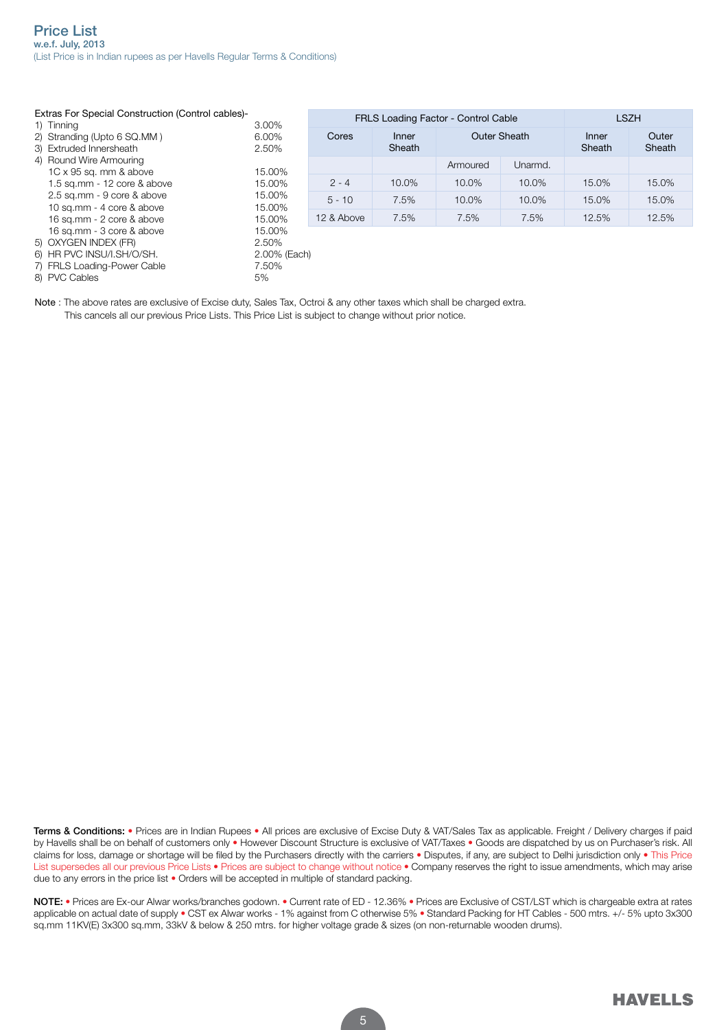# Price List

**w.e.f. July, 2013**

(List Price is in Indian rupees as per Havells Regular Terms & Conditions)

Extras For Special Construction (Control cables)-

1) Tinning 3.00%
2) Stranding (Upto 6 SQ.MM ) 6.00%
3) Extruded Innersheath 2.50%
4) Round Wire Armouring
   - 1C x 95 sq. mm & above 15.00%
   - 1.5 sq.mm - 12 core & above 15.00%
   - 2.5 sq.mm - 9 core & above 15.00%
   - 10 sq.mm - 4 core & above 15.00%
   - 16 sq.mm - 2 core & above 15.00%
   - 16 sq.mm - 3 core & above 15.00%
5) OXYGEN INDEX (FR) 2.50%
6) HR PVC INSU/I.SH/O/SH. 2.00% (Each)
7) FRLS Loading-Power Cable 7.50%
8) PVC Cables 5%

| FRLS Loading Factor - Control Cable | | | | LSZH | |
|---|---|---|---|---|---|
| Cores | Inner Sheath | Outer Sheath | | Inner Sheath | Outer Sheath |
| | | Armoured | Unarmd. | | |
| 2 - 4 | 10.0% | 10.0% | 10.0% | 15.0% | 15.0% |
| 5 - 10 | 7.5% | 10.0% | 10.0% | 15.0% | 15.0% |
| 12 & Above | 7.5% | 7.5% | 7.5% | 12.5% | 12.5% |

**Note** : The above rates are exclusive of Excise duty, Sales Tax, Octroi & any other taxes which shall be charged extra. This cancels all our previous Price Lists. This Price List is subject to change without prior notice.

**Terms & Conditions:** • Prices are in Indian Rupees • All prices are exclusive of Excise Duty & VAT/Sales Tax as applicable. Freight / Delivery charges if paid by Havells shall be on behalf of customers only • However Discount Structure is exclusive of VAT/Taxes • Goods are dispatched by us on Purchaser's risk. All claims for loss, damage or shortage will be filed by the Purchasers directly with the carriers • Disputes, if any, are subject to Delhi jurisdiction only • This Price List supersedes all our previous Price Lists • Prices are subject to change without notice • Company reserves the right to issue amendments, which may arise due to any errors in the price list • Orders will be accepted in multiple of standard packing.

**NOTE:** • Prices are Ex-our Alwar works/branches godown. • Current rate of ED - 12.36% • Prices are Exclusive of CST/LST which is chargeable extra at rates applicable on actual date of supply • CST ex Alwar works - 1% against from C otherwise 5% • Standard Packing for HT Cables - 500 mtrs. +/- 5% upto 3x300 sq.mm 11KV(E) 3x300 sq.mm, 33kV & below & 250 mtrs. for higher voltage grade & sizes (on non-returnable wooden drums).

HAVELLS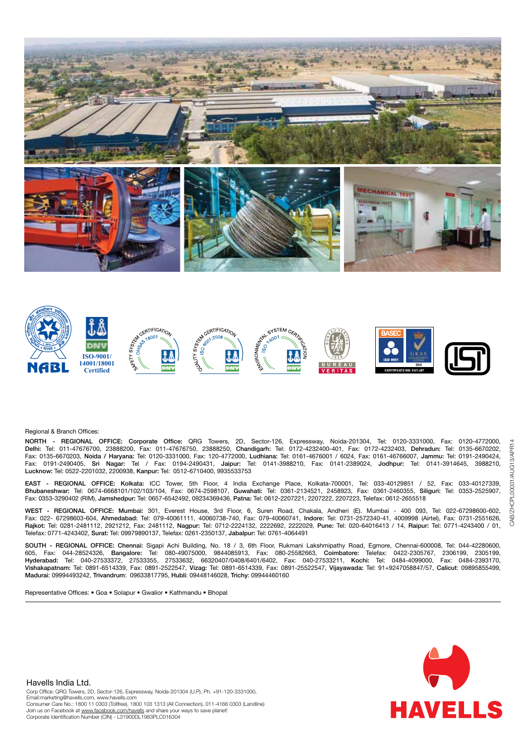ISO-9001/ 14001/18001 Certified

Regional & Branch Offices:

**NORTH - REGIONAL OFFICE: Corporate Office:** QRG Towers, 2D, Sector-126, Expressway, Noida-201304, Tel: 0120-3331000, Fax: 0120-4772000, **Delhi:** Tel: 011-47676700, 23888200, Fax: 011-47676750, 23888250, **Chandigarh:** Tel: 0172-4232400-401, Fax: 0172-4232403, **Dehradun:** Tel: 0135-6670202, Fax: 0135-6670203, **Noida / Haryana:** Tel: 0120-3331000, Fax: 120-4772000, **Ludhiana:** Tel: 0161-4676001 / 6024, Fax: 0161-46766007, **Jammu:** Tel: 0191-2490424, Fax: 0191-2490405, **Sri Nagar:** Tel / Fax: 0194-2490431, **Jaipur:** Tel: 0141-3988210, Fax: 0141-2389024, **Jodhpur:** Tel: 0141-3914645, 3988210, **Lucknow:** Tel: 0522-2201032, 2200938, **Kanpur:** Tel: 0512-6710400, 9935533753

**EAST - REGIONAL OFFICE: Kolkata:** ICC Tower, 5th Floor, 4 India Exchange Place, Kolkata-700001, Tel: 033-40129851 / 52, Fax: 033-40127339, **Bhubaneshwar:** Tel: 0674-6668101/102/103/104, Fax: 0674-2598107, **Guwahati:** Tel: 0361-2134521, 2458923, Fax: 0361-2460355, **Siliguri:** Tel: 0353-2525907, Fax: 0353-3290402 (RIM), **Jamshedpur:** Tel: 0657-6542492, 09234369436, **Patna:** Tel: 0612-2207221, 2207222, 2207223, Telefax: 0612-2655518

**WEST - REGIONAL OFFICE: Mumbai:** 301, Everest House, 3rd Floor, 6, Suren Road, Chakala, Andheri (E). Mumbai - 400 093, Tel: 022-67298600-602, Fax: 022- 67298603-604, **Ahmedabad:** Tel: 079-40061111, 40060738-740, Fax: 079-40060741, **Indore:** Tel: 0731-2572340-41, 4009998 (Airtel), Fax: 0731-2551626, **Rajkot:** Tel: 0281-2481112, 2921212, Fax: 2481112, **Nagpur:** Tel: 0712-2224132, 2222692, 2222029, **Pune:** Tel: 020-64016413 / 14, **Raipur:** Tel: 0771-4243400 / 01, Telefax: 0771-4243402, **Surat:** Tel: 09979890137, Telefax: 0261-2350137, **Jabalpur:** Tel: 0761-4064491

**SOUTH - REGIONAL OFFICE: Chennai:** Sigapi Achi Building, No. 18 / 3, 6th Floor, Rukmani Lakshmipathy Road, Egmore, Chennai-600008, Tel: 044-42280600, 605, Fax: 044-28524326, **Bangalore:** Tel: 080-49075000, 9844085913, Fax: 080-25582663, **Coimbatore:** Telefax: 0422-2305767, 2306199, 2305199, **Hyderabad:** Tel: 040-27533372, 27533355, 27533632, 66320407/0408/6401/6402, Fax: 040-27533211, **Kochi:** Tel: 0484-4099000, Fax: 0484-2393170, **Vishakapatnam:** Tel: 0891-6514339, Fax: 0891-2522547, **Vizag:** Tel: 0891-6514339, Fax: 0891-25522547, **Vijayawada:** Tel: 91+9247058847/57, **Calicut:** 09895855499, **Madurai:** 09994493242, **Trivandrum:** 09633817795, **Hubli:** 09448146028, **Trichy:** 09944460160

Representative Offices: • Goa • Solapur • Gwalior • Kathmandu • Bhopal

---

Havells India Ltd.
Corp Office: QRG Towers, 2D, Sector-126, Expressway, Noida-201304 (U.P), Ph. +91-120-3331000,
Email:marketing@havells.com, www.havells.com
Consumer Care No.: 1800 11 0303 (Tollfree), 1800 103 1313 (All Connection), 011-4166 0303 (Landline)
Join us on Facebook at www.facebook.com/havells and share your ways to save planet!
Corporate Identification Number (CIN) - L31900DL1983PLC016304

CAB/ZHCPL00001/AUG13/APR14